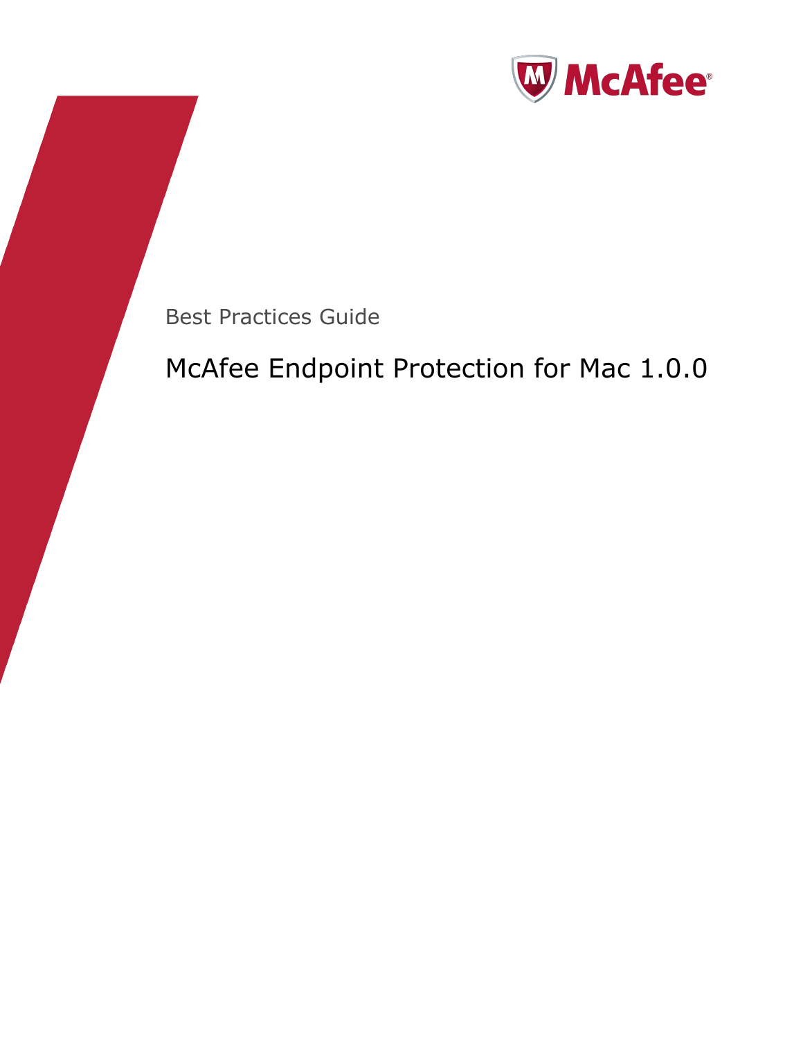Best Practices Guide

# McAfee Endpoint Protection for Mac 1.0.0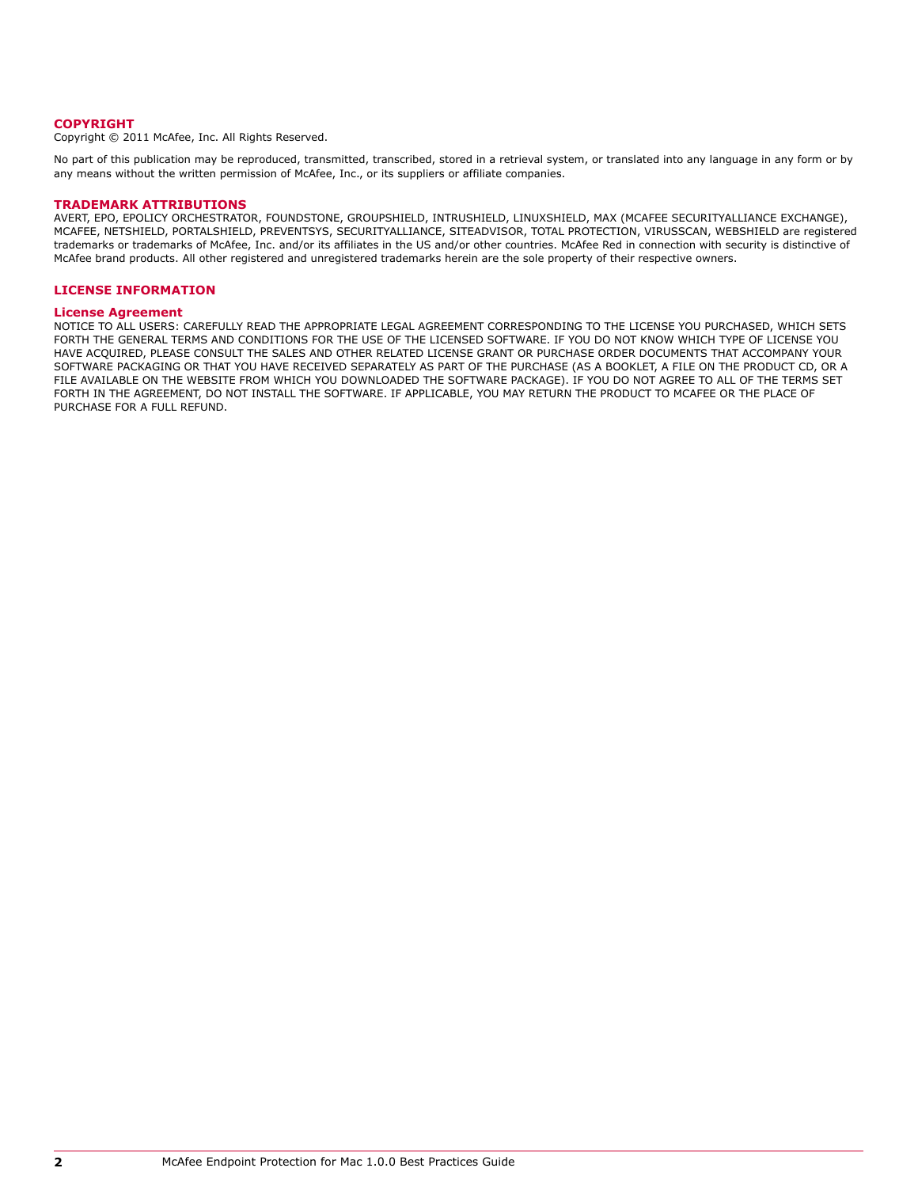## COPYRIGHT

Copyright © 2011 McAfee, Inc. All Rights Reserved.

No part of this publication may be reproduced, transmitted, transcribed, stored in a retrieval system, or translated into any language in any form or by any means without the written permission of McAfee, Inc., or its suppliers or affiliate companies.

## TRADEMARK ATTRIBUTIONS

AVERT, EPO, EPOLICY ORCHESTRATOR, FOUNDSTONE, GROUPSHIELD, INTRUSHIELD, LINUXSHIELD, MAX (MCAFEE SECURITYALLIANCE EXCHANGE), MCAFEE, NETSHIELD, PORTALSHIELD, PREVENTSYS, SECURITYALLIANCE, SITEADVISOR, TOTAL PROTECTION, VIRUSSCAN, WEBSHIELD are registered trademarks or trademarks of McAfee, Inc. and/or its affiliates in the US and/or other countries. McAfee Red in connection with security is distinctive of McAfee brand products. All other registered and unregistered trademarks herein are the sole property of their respective owners.

## LICENSE INFORMATION

### License Agreement

NOTICE TO ALL USERS: CAREFULLY READ THE APPROPRIATE LEGAL AGREEMENT CORRESPONDING TO THE LICENSE YOU PURCHASED, WHICH SETS FORTH THE GENERAL TERMS AND CONDITIONS FOR THE USE OF THE LICENSED SOFTWARE. IF YOU DO NOT KNOW WHICH TYPE OF LICENSE YOU HAVE ACQUIRED, PLEASE CONSULT THE SALES AND OTHER RELATED LICENSE GRANT OR PURCHASE ORDER DOCUMENTS THAT ACCOMPANY YOUR SOFTWARE PACKAGING OR THAT YOU HAVE RECEIVED SEPARATELY AS PART OF THE PURCHASE (AS A BOOKLET, A FILE ON THE PRODUCT CD, OR A FILE AVAILABLE ON THE WEBSITE FROM WHICH YOU DOWNLOADED THE SOFTWARE PACKAGE). IF YOU DO NOT AGREE TO ALL OF THE TERMS SET FORTH IN THE AGREEMENT, DO NOT INSTALL THE SOFTWARE. IF APPLICABLE, YOU MAY RETURN THE PRODUCT TO MCAFEE OR THE PLACE OF PURCHASE FOR A FULL REFUND.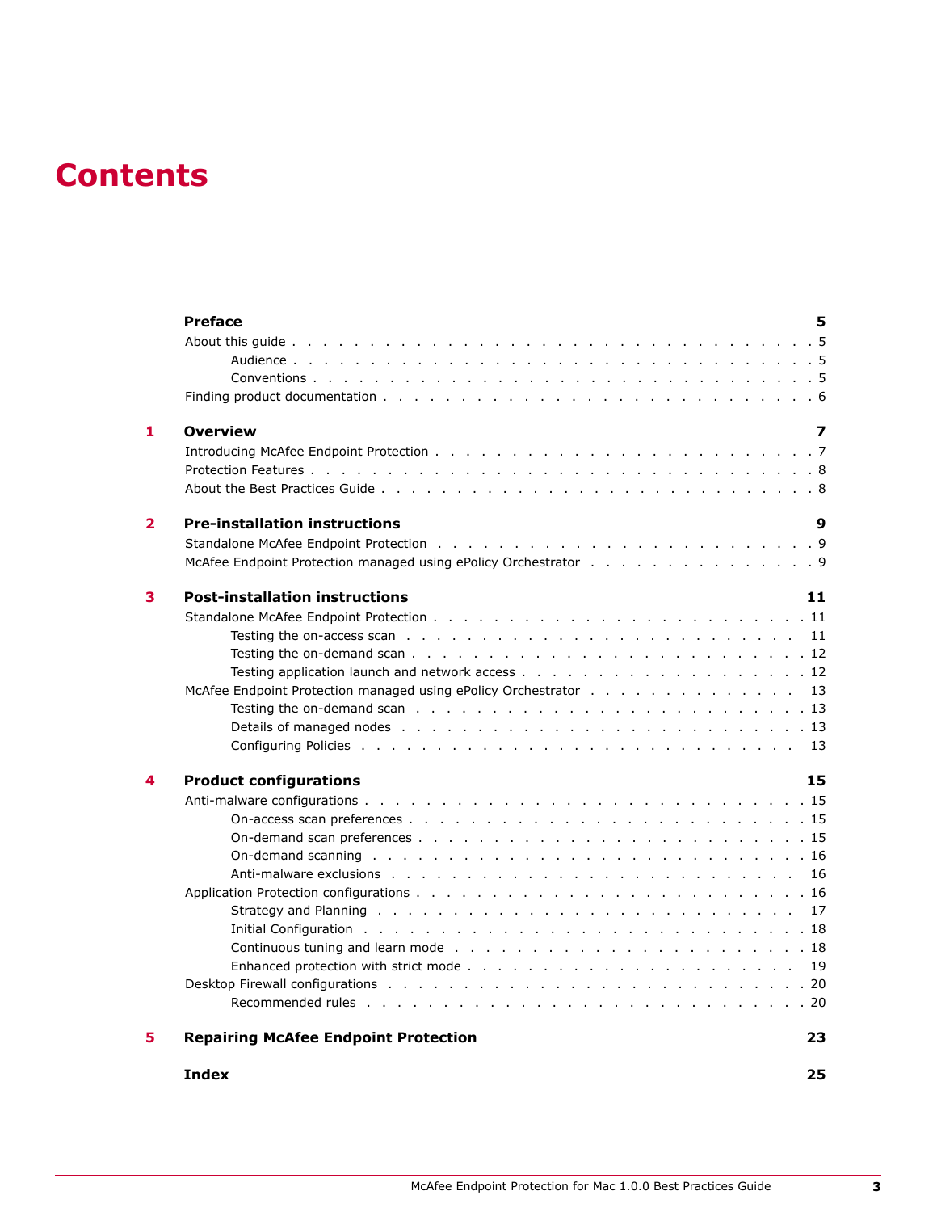# Contents

**Preface** 5

About this guide 5

- Audience 5
- Conventions 5

Finding product documentation 6

**1 Overview** 7

Introducing McAfee Endpoint Protection 7

Protection Features 8

About the Best Practices Guide 8

**2 Pre-installation instructions** 9

Standalone McAfee Endpoint Protection 9

McAfee Endpoint Protection managed using ePolicy Orchestrator 9

**3 Post-installation instructions** 11

Standalone McAfee Endpoint Protection 11

- Testing the on-access scan 11
- Testing the on-demand scan 12
- Testing application launch and network access 12

McAfee Endpoint Protection managed using ePolicy Orchestrator 13

- Testing the on-demand scan 13
- Details of managed nodes 13
- Configuring Policies 13

**4 Product configurations** 15

Anti-malware configurations 15

- On-access scan preferences 15
- On-demand scan preferences 15
- On-demand scanning 16
- Anti-malware exclusions 16

Application Protection configurations 16

- Strategy and Planning 17
- Initial Configuration 18
- Continuous tuning and learn mode 18
- Enhanced protection with strict mode 19

Desktop Firewall configurations 20

- Recommended rules 20

**5 Repairing McAfee Endpoint Protection** 23

**Index** 25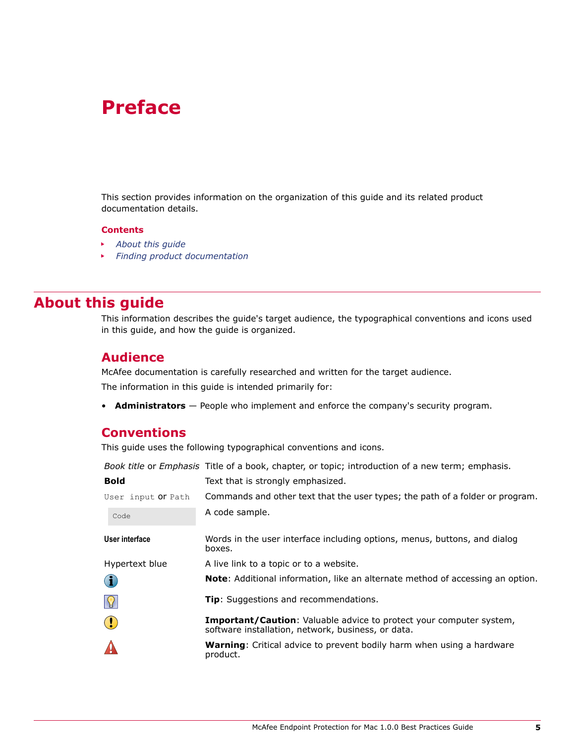# Preface

This section provides information on the organization of this guide and its related product documentation details.

**Contents**

- *About this guide*
- *Finding product documentation*

## About this guide

This information describes the guide's target audience, the typographical conventions and icons used in this guide, and how the guide is organized.

### Audience

McAfee documentation is carefully researched and written for the target audience.

The information in this guide is intended primarily for:

- **Administrators** — People who implement and enforce the company's security program.

### Conventions

This guide uses the following typographical conventions and icons.

| | |
|---|---|
| *Book title* or *Emphasis* | Title of a book, chapter, or topic; introduction of a new term; emphasis. |
| **Bold** | Text that is strongly emphasized. |
| `User input` or `Path` | Commands and other text that the user types; the path of a folder or program. |
| `Code` | A code sample. |
| **User interface** | Words in the user interface including options, menus, buttons, and dialog boxes. |
| Hypertext blue | A live link to a topic or to a website. |
| (Note icon) | **Note**: Additional information, like an alternate method of accessing an option. |
| (Tip icon) | **Tip**: Suggestions and recommendations. |
| (Important/Caution icon) | **Important/Caution**: Valuable advice to protect your computer system, software installation, network, business, or data. |
| (Warning icon) | **Warning**: Critical advice to prevent bodily harm when using a hardware product. |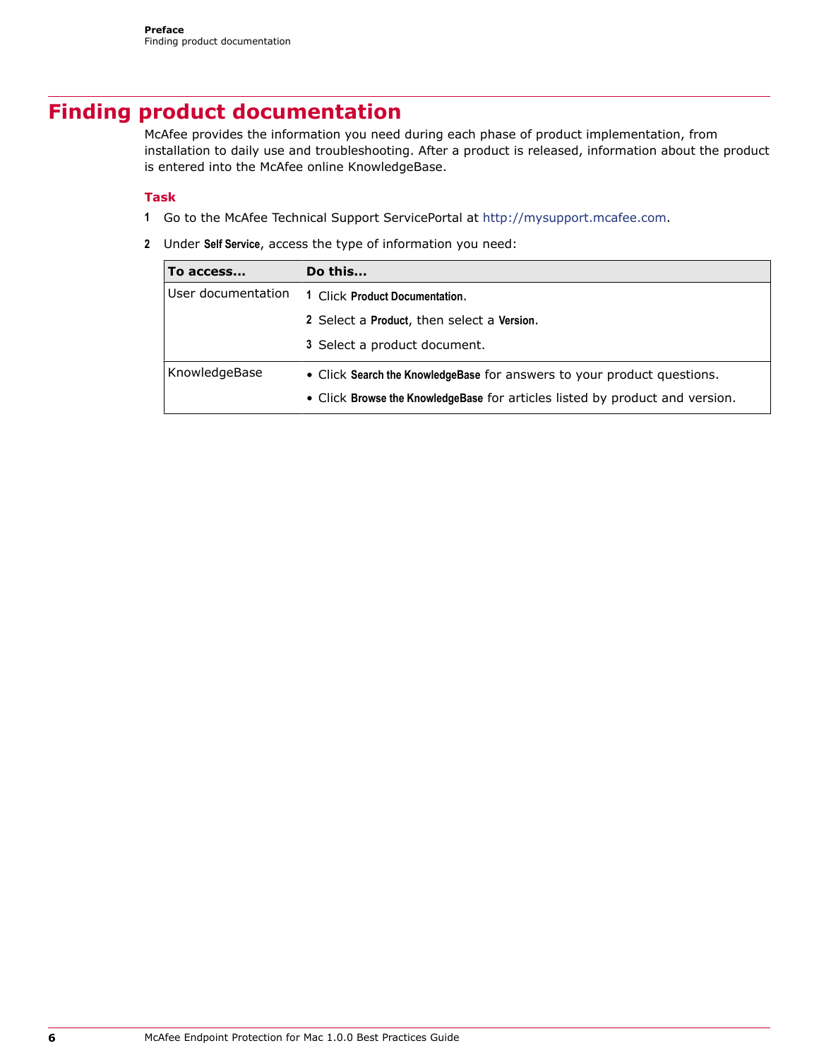## Finding product documentation

McAfee provides the information you need during each phase of product implementation, from installation to daily use and troubleshooting. After a product is released, information about the product is entered into the McAfee online KnowledgeBase.

**Task**

1. Go to the McAfee Technical Support ServicePortal at http://mysupport.mcafee.com.
2. Under **Self Service**, access the type of information you need:

| To access... | Do this... |
| --- | --- |
| User documentation | 1 Click **Product Documentation**.<br>2 Select a **Product**, then select a **Version**.<br>3 Select a product document. |
| KnowledgeBase | • Click **Search the KnowledgeBase** for answers to your product questions.<br>• Click **Browse the KnowledgeBase** for articles listed by product and version. |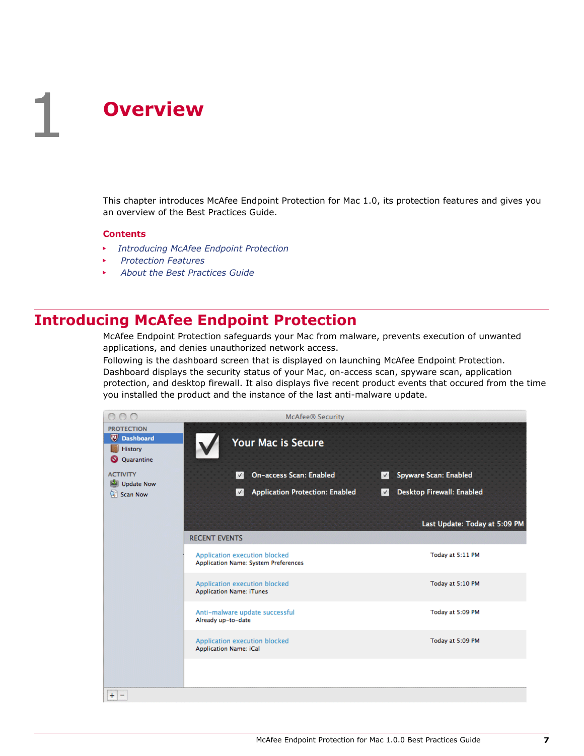# 1 Overview

This chapter introduces McAfee Endpoint Protection for Mac 1.0, its protection features and gives you an overview of the Best Practices Guide.

**Contents**

- *Introducing McAfee Endpoint Protection*
- *Protection Features*
- *About the Best Practices Guide*

## Introducing McAfee Endpoint Protection

McAfee Endpoint Protection safeguards your Mac from malware, prevents execution of unwanted applications, and denies unauthorized network access.

Following is the dashboard screen that is displayed on launching McAfee Endpoint Protection. Dashboard displays the security status of your Mac, on-access scan, spyware scan, application protection, and desktop firewall. It also displays five recent product events that occured from the time you installed the product and the instance of the last anti-malware update.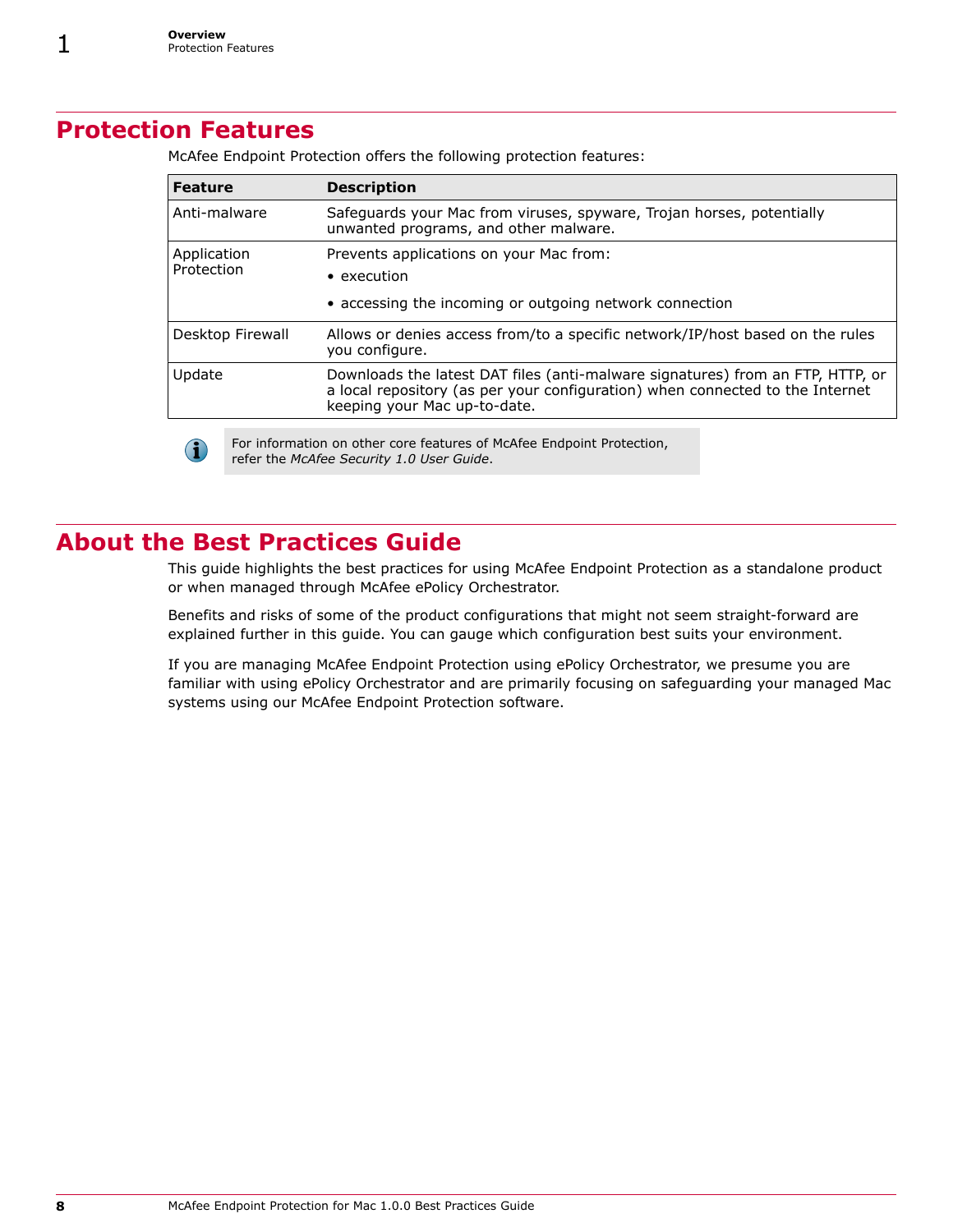## Protection Features

McAfee Endpoint Protection offers the following protection features:

| Feature | Description |
| --- | --- |
| Anti-malware | Safeguards your Mac from viruses, spyware, Trojan horses, potentially unwanted programs, and other malware. |
| Application Protection | Prevents applications on your Mac from:<br>• execution<br>• accessing the incoming or outgoing network connection |
| Desktop Firewall | Allows or denies access from/to a specific network/IP/host based on the rules you configure. |
| Update | Downloads the latest DAT files (anti-malware signatures) from an FTP, HTTP, or a local repository (as per your configuration) when connected to the Internet keeping your Mac up-to-date. |

> For information on other core features of McAfee Endpoint Protection, refer the *McAfee Security 1.0 User Guide*.

## About the Best Practices Guide

This guide highlights the best practices for using McAfee Endpoint Protection as a standalone product or when managed through McAfee ePolicy Orchestrator.

Benefits and risks of some of the product configurations that might not seem straight-forward are explained further in this guide. You can gauge which configuration best suits your environment.

If you are managing McAfee Endpoint Protection using ePolicy Orchestrator, we presume you are familiar with using ePolicy Orchestrator and are primarily focusing on safeguarding your managed Mac systems using our McAfee Endpoint Protection software.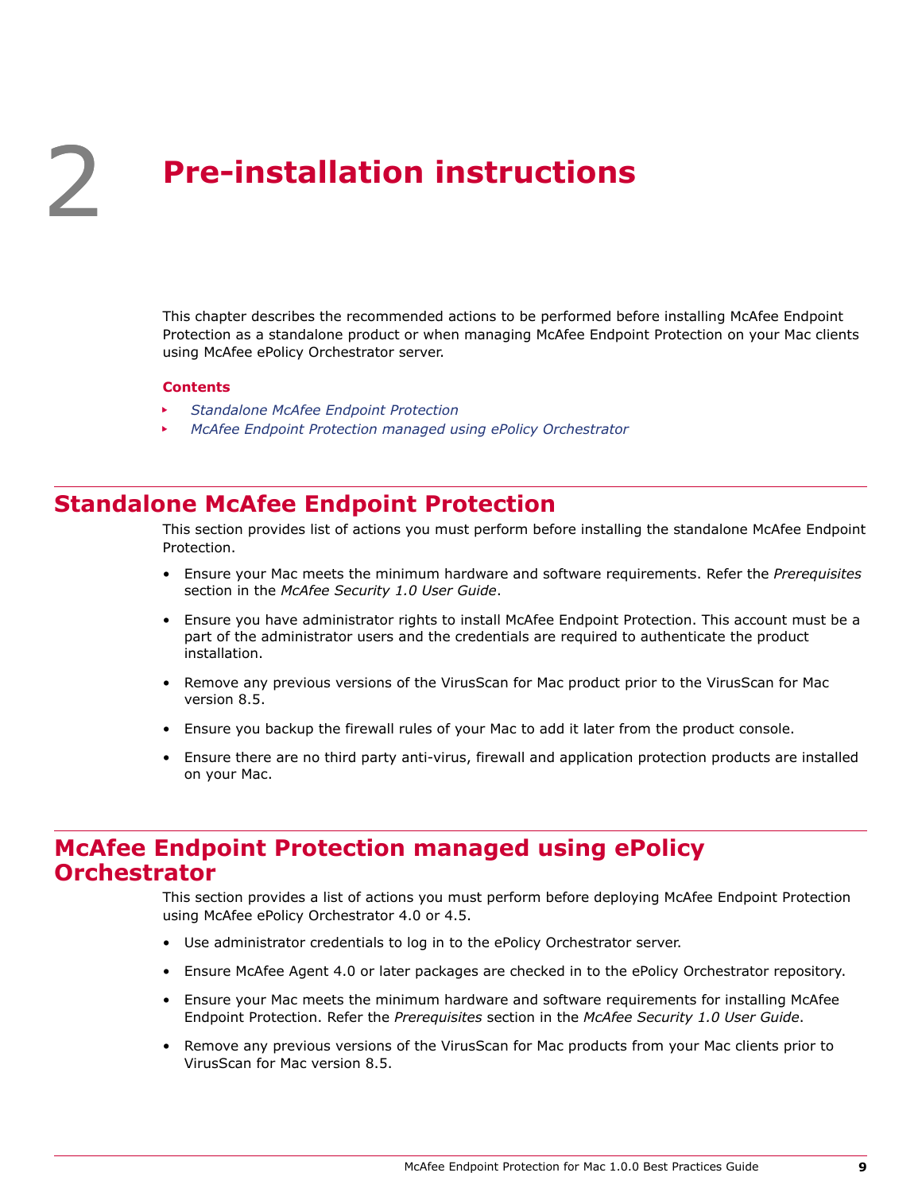# 2 Pre-installation instructions

This chapter describes the recommended actions to be performed before installing McAfee Endpoint Protection as a standalone product or when managing McAfee Endpoint Protection on your Mac clients using McAfee ePolicy Orchestrator server.

**Contents**

- *Standalone McAfee Endpoint Protection*
- *McAfee Endpoint Protection managed using ePolicy Orchestrator*

## Standalone McAfee Endpoint Protection

This section provides list of actions you must perform before installing the standalone McAfee Endpoint Protection.

- Ensure your Mac meets the minimum hardware and software requirements. Refer the *Prerequisites* section in the *McAfee Security 1.0 User Guide*.
- Ensure you have administrator rights to install McAfee Endpoint Protection. This account must be a part of the administrator users and the credentials are required to authenticate the product installation.
- Remove any previous versions of the VirusScan for Mac product prior to the VirusScan for Mac version 8.5.
- Ensure you backup the firewall rules of your Mac to add it later from the product console.
- Ensure there are no third party anti-virus, firewall and application protection products are installed on your Mac.

## McAfee Endpoint Protection managed using ePolicy Orchestrator

This section provides a list of actions you must perform before deploying McAfee Endpoint Protection using McAfee ePolicy Orchestrator 4.0 or 4.5.

- Use administrator credentials to log in to the ePolicy Orchestrator server.
- Ensure McAfee Agent 4.0 or later packages are checked in to the ePolicy Orchestrator repository.
- Ensure your Mac meets the minimum hardware and software requirements for installing McAfee Endpoint Protection. Refer the *Prerequisites* section in the *McAfee Security 1.0 User Guide*.
- Remove any previous versions of the VirusScan for Mac products from your Mac clients prior to VirusScan for Mac version 8.5.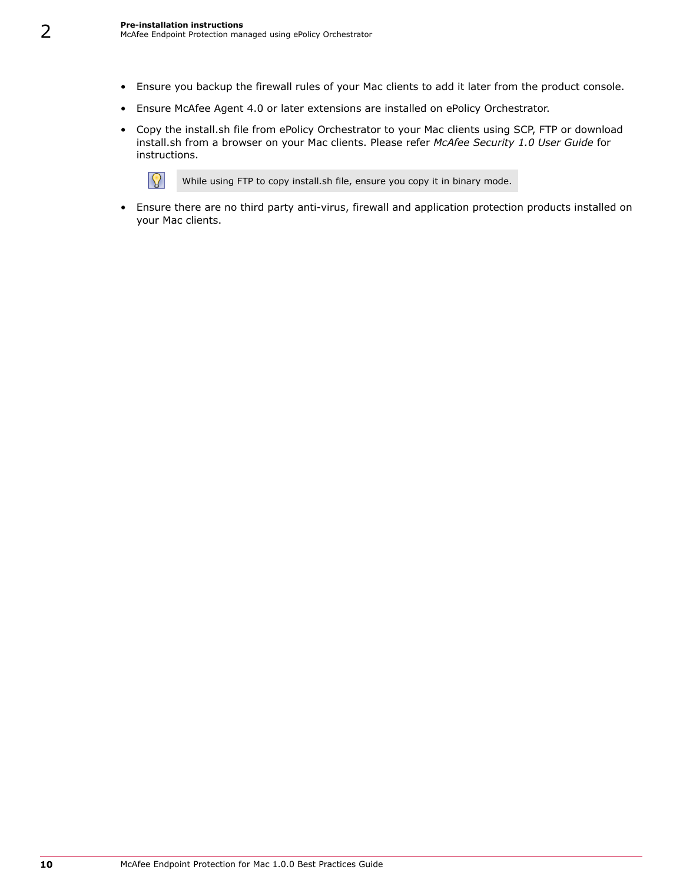- Ensure you backup the firewall rules of your Mac clients to add it later from the product console.
- Ensure McAfee Agent 4.0 or later extensions are installed on ePolicy Orchestrator.
- Copy the install.sh file from ePolicy Orchestrator to your Mac clients using SCP, FTP or download install.sh from a browser on your Mac clients. Please refer *McAfee Security 1.0 User Guide* for instructions.

  > While using FTP to copy install.sh file, ensure you copy it in binary mode.

- Ensure there are no third party anti-virus, firewall and application protection products installed on your Mac clients.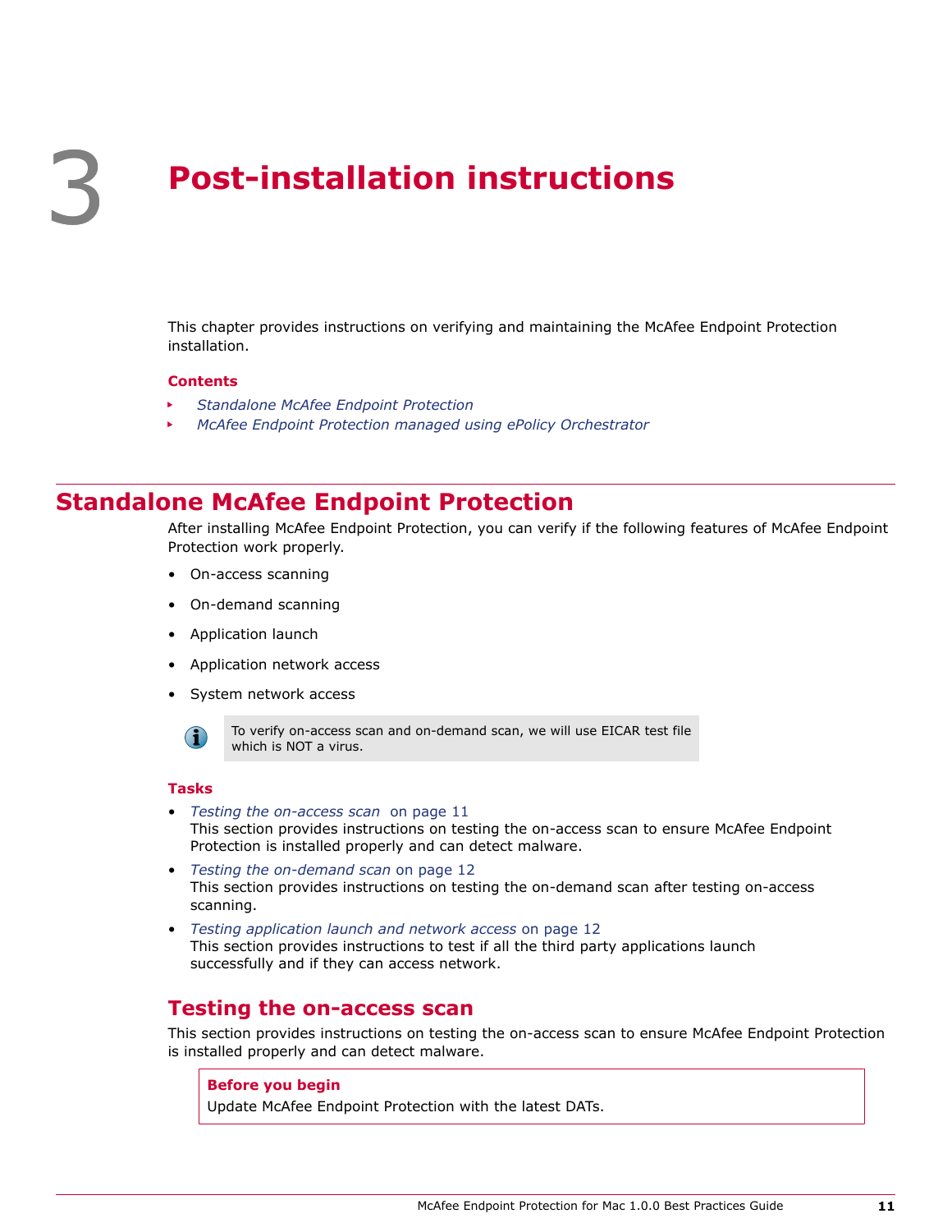# 3 Post-installation instructions

This chapter provides instructions on verifying and maintaining the McAfee Endpoint Protection installation.

**Contents**

- *Standalone McAfee Endpoint Protection*
- *McAfee Endpoint Protection managed using ePolicy Orchestrator*

## Standalone McAfee Endpoint Protection

After installing McAfee Endpoint Protection, you can verify if the following features of McAfee Endpoint Protection work properly.

- On-access scanning
- On-demand scanning
- Application launch
- Application network access
- System network access

> To verify on-access scan and on-demand scan, we will use EICAR test file which is NOT a virus.

**Tasks**

- *Testing the on-access scan* on page 11
  This section provides instructions on testing the on-access scan to ensure McAfee Endpoint Protection is installed properly and can detect malware.
- *Testing the on-demand scan* on page 12
  This section provides instructions on testing the on-demand scan after testing on-access scanning.
- *Testing application launch and network access* on page 12
  This section provides instructions to test if all the third party applications launch successfully and if they can access network.

### Testing the on-access scan

This section provides instructions on testing the on-access scan to ensure McAfee Endpoint Protection is installed properly and can detect malware.

> **Before you begin**
> Update McAfee Endpoint Protection with the latest DATs.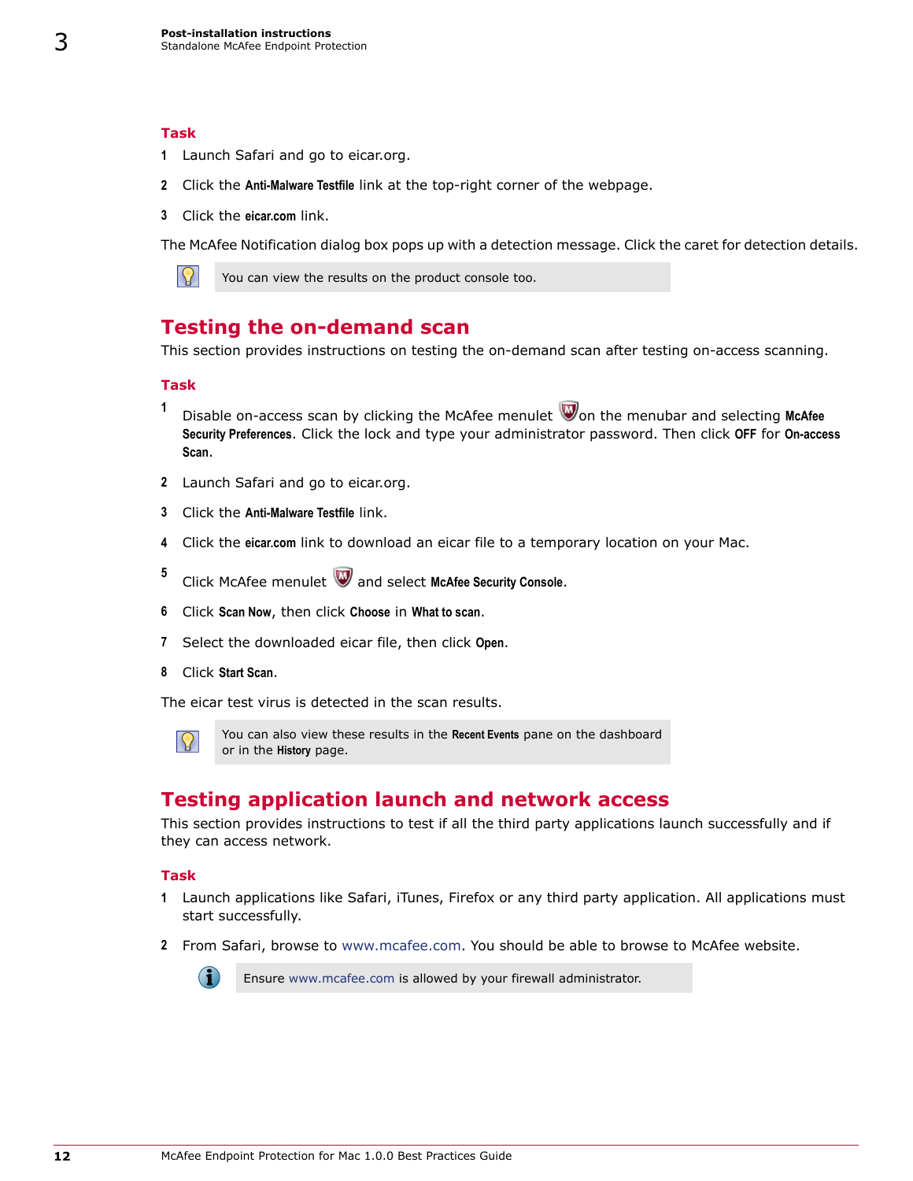### Task

1. Launch Safari and go to eicar.org.
2. Click the **Anti-Malware Testfile** link at the top-right corner of the webpage.
3. Click the **eicar.com** link.

The McAfee Notification dialog box pops up with a detection message. Click the caret for detection details.

> You can view the results on the product console too.

## Testing the on-demand scan

This section provides instructions on testing the on-demand scan after testing on-access scanning.

### Task

1. Disable on-access scan by clicking the McAfee menulet on the menubar and selecting **McAfee Security Preferences**. Click the lock and type your administrator password. Then click **OFF** for **On-access Scan**.
2. Launch Safari and go to eicar.org.
3. Click the **Anti-Malware Testfile** link.
4. Click the **eicar.com** link to download an eicar file to a temporary location on your Mac.
5. Click McAfee menulet and select **McAfee Security Console**.
6. Click **Scan Now**, then click **Choose** in **What to scan**.
7. Select the downloaded eicar file, then click **Open**.
8. Click **Start Scan**.

The eicar test virus is detected in the scan results.

> You can also view these results in the **Recent Events** pane on the dashboard or in the **History** page.

## Testing application launch and network access

This section provides instructions to test if all the third party applications launch successfully and if they can access network.

### Task

1. Launch applications like Safari, iTunes, Firefox or any third party application. All applications must start successfully.
2. From Safari, browse to www.mcafee.com. You should be able to browse to McAfee website.

> Ensure www.mcafee.com is allowed by your firewall administrator.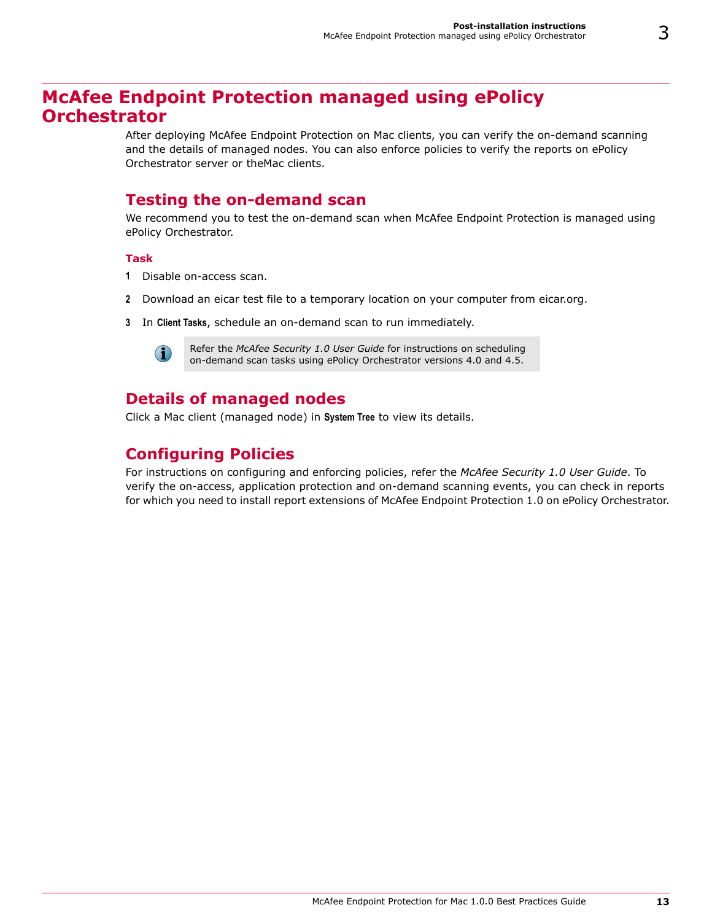# McAfee Endpoint Protection managed using ePolicy Orchestrator

After deploying McAfee Endpoint Protection on Mac clients, you can verify the on-demand scanning and the details of managed nodes. You can also enforce policies to verify the reports on ePolicy Orchestrator server or theMac clients.

## Testing the on-demand scan

We recommend you to test the on-demand scan when McAfee Endpoint Protection is managed using ePolicy Orchestrator.

### Task

1. Disable on-access scan.
2. Download an eicar test file to a temporary location on your computer from eicar.org.
3. In **Client Tasks**, schedule an on-demand scan to run immediately.

> Refer the *McAfee Security 1.0 User Guide* for instructions on scheduling on-demand scan tasks using ePolicy Orchestrator versions 4.0 and 4.5.

## Details of managed nodes

Click a Mac client (managed node) in **System Tree** to view its details.

## Configuring Policies

For instructions on configuring and enforcing policies, refer the *McAfee Security 1.0 User Guide*. To verify the on-access, application protection and on-demand scanning events, you can check in reports for which you need to install report extensions of McAfee Endpoint Protection 1.0 on ePolicy Orchestrator.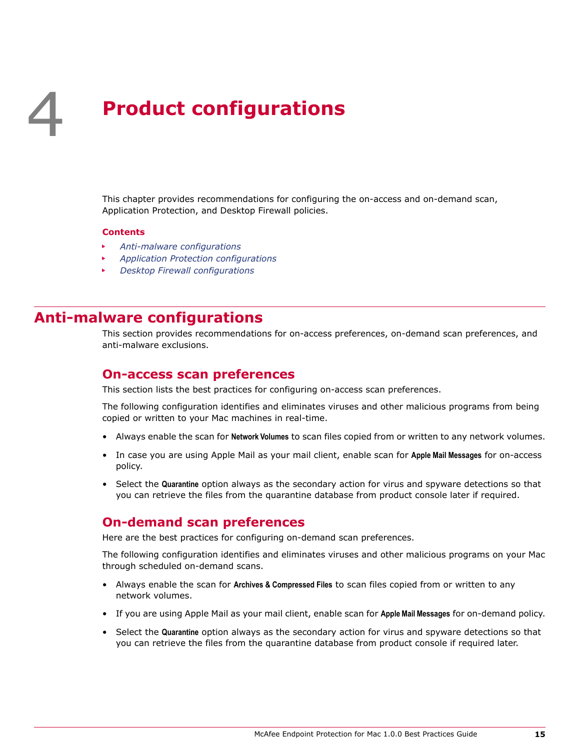# 4 Product configurations

This chapter provides recommendations for configuring the on-access and on-demand scan, Application Protection, and Desktop Firewall policies.

**Contents**

- *Anti-malware configurations*
- *Application Protection configurations*
- *Desktop Firewall configurations*

## Anti-malware configurations

This section provides recommendations for on-access preferences, on-demand scan preferences, and anti-malware exclusions.

### On-access scan preferences

This section lists the best practices for configuring on-access scan preferences.

The following configuration identifies and eliminates viruses and other malicious programs from being copied or written to your Mac machines in real-time.

- Always enable the scan for **Network Volumes** to scan files copied from or written to any network volumes.
- In case you are using Apple Mail as your mail client, enable scan for **Apple Mail Messages** for on-access policy.
- Select the **Quarantine** option always as the secondary action for virus and spyware detections so that you can retrieve the files from the quarantine database from product console later if required.

### On-demand scan preferences

Here are the best practices for configuring on-demand scan preferences.

The following configuration identifies and eliminates viruses and other malicious programs on your Mac through scheduled on-demand scans.

- Always enable the scan for **Archives & Compressed Files** to scan files copied from or written to any network volumes.
- If you are using Apple Mail as your mail client, enable scan for **Apple Mail Messages** for on-demand policy.
- Select the **Quarantine** option always as the secondary action for virus and spyware detections so that you can retrieve the files from the quarantine database from product console if required later.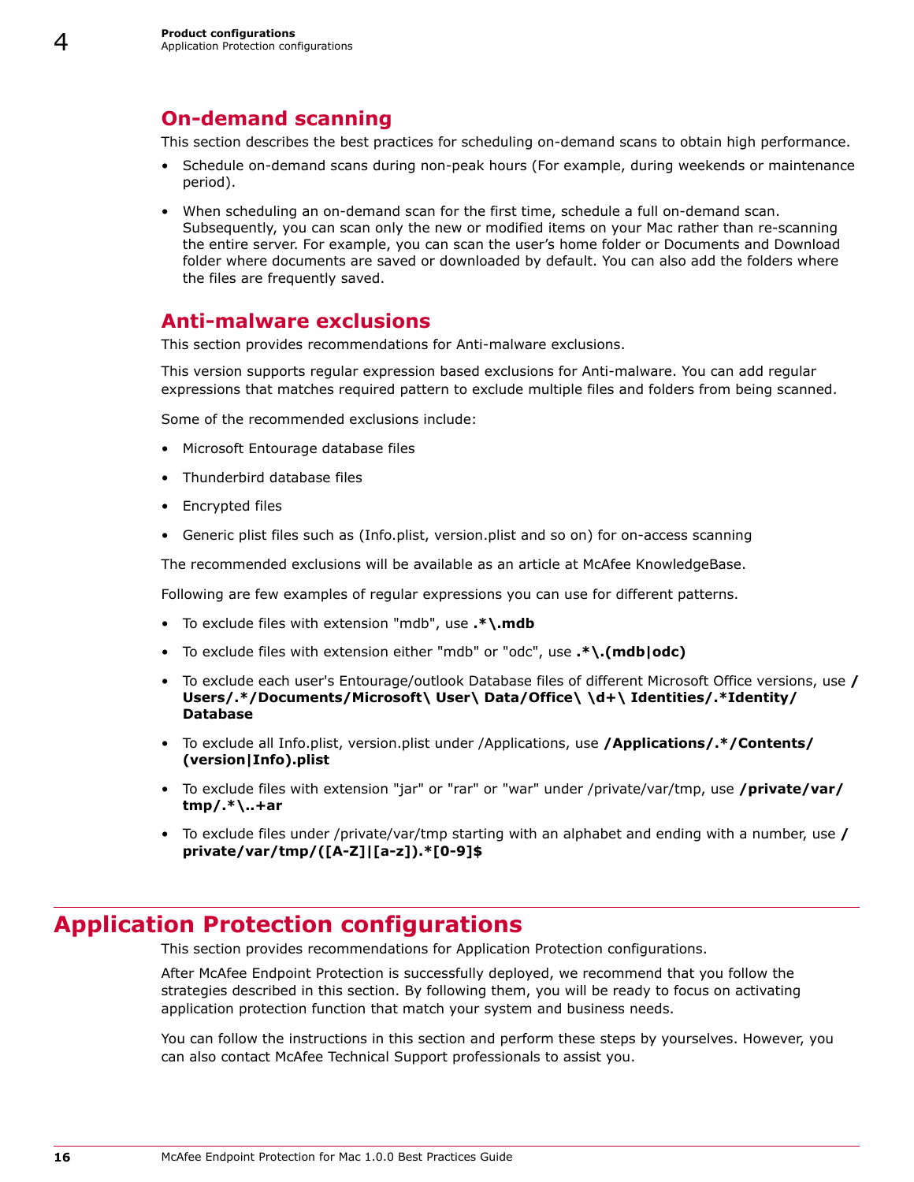## On-demand scanning

This section describes the best practices for scheduling on-demand scans to obtain high performance.

- Schedule on-demand scans during non-peak hours (For example, during weekends or maintenance period).
- When scheduling an on-demand scan for the first time, schedule a full on-demand scan. Subsequently, you can scan only the new or modified items on your Mac rather than re-scanning the entire server. For example, you can scan the user's home folder or Documents and Download folder where documents are saved or downloaded by default. You can also add the folders where the files are frequently saved.

## Anti-malware exclusions

This section provides recommendations for Anti-malware exclusions.

This version supports regular expression based exclusions for Anti-malware. You can add regular expressions that matches required pattern to exclude multiple files and folders from being scanned.

Some of the recommended exclusions include:

- Microsoft Entourage database files
- Thunderbird database files
- Encrypted files
- Generic plist files such as (Info.plist, version.plist and so on) for on-access scanning

The recommended exclusions will be available as an article at McAfee KnowledgeBase.

Following are few examples of regular expressions you can use for different patterns.

- To exclude files with extension "mdb", use **.*\.mdb**
- To exclude files with extension either "mdb" or "odc", use **.*\.(mdb|odc)**
- To exclude each user's Entourage/outlook Database files of different Microsoft Office versions, use **/Users/.*/Documents/Microsoft\ User\ Data/Office\ \d+\ Identities/.*Identity/Database**
- To exclude all Info.plist, version.plist under /Applications, use **/Applications/.*/Contents/(version|Info).plist**
- To exclude files with extension "jar" or "rar" or "war" under /private/var/tmp, use **/private/var/tmp/.*\..+ar**
- To exclude files under /private/var/tmp starting with an alphabet and ending with a number, use **/private/var/tmp/([A-Z]|[a-z]).*[0-9]$**

# Application Protection configurations

This section provides recommendations for Application Protection configurations.

After McAfee Endpoint Protection is successfully deployed, we recommend that you follow the strategies described in this section. By following them, you will be ready to focus on activating application protection function that match your system and business needs.

You can follow the instructions in this section and perform these steps by yourselves. However, you can also contact McAfee Technical Support professionals to assist you.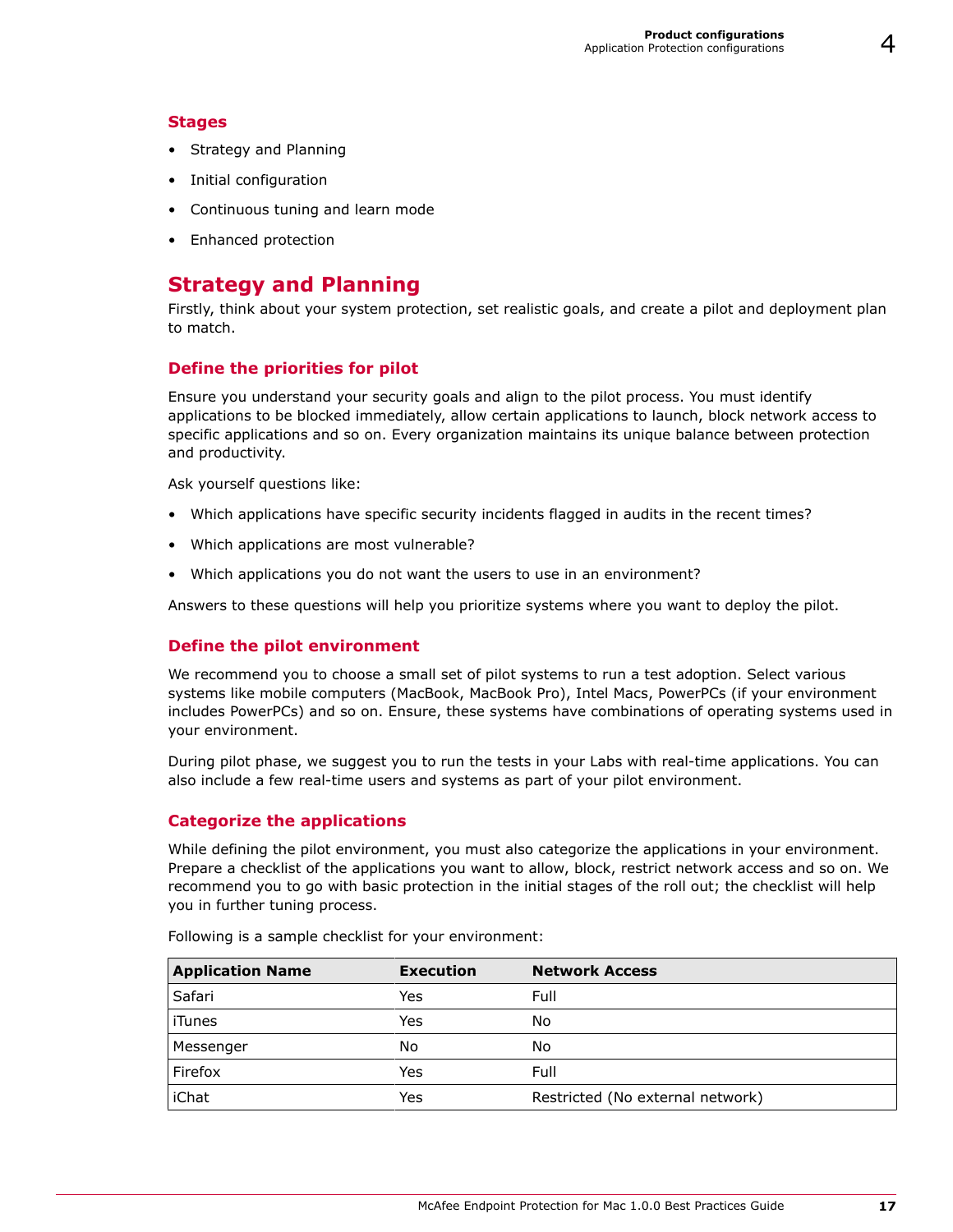### Stages

- Strategy and Planning
- Initial configuration
- Continuous tuning and learn mode
- Enhanced protection

## Strategy and Planning

Firstly, think about your system protection, set realistic goals, and create a pilot and deployment plan to match.

### Define the priorities for pilot

Ensure you understand your security goals and align to the pilot process. You must identify applications to be blocked immediately, allow certain applications to launch, block network access to specific applications and so on. Every organization maintains its unique balance between protection and productivity.

Ask yourself questions like:

- Which applications have specific security incidents flagged in audits in the recent times?
- Which applications are most vulnerable?
- Which applications you do not want the users to use in an environment?

Answers to these questions will help you prioritize systems where you want to deploy the pilot.

### Define the pilot environment

We recommend you to choose a small set of pilot systems to run a test adoption. Select various systems like mobile computers (MacBook, MacBook Pro), Intel Macs, PowerPCs (if your environment includes PowerPCs) and so on. Ensure, these systems have combinations of operating systems used in your environment.

During pilot phase, we suggest you to run the tests in your Labs with real-time applications. You can also include a few real-time users and systems as part of your pilot environment.

### Categorize the applications

While defining the pilot environment, you must also categorize the applications in your environment. Prepare a checklist of the applications you want to allow, block, restrict network access and so on. We recommend you to go with basic protection in the initial stages of the roll out; the checklist will help you in further tuning process.

Following is a sample checklist for your environment:

| Application Name | Execution | Network Access |
| --- | --- | --- |
| Safari | Yes | Full |
| iTunes | Yes | No |
| Messenger | No | No |
| Firefox | Yes | Full |
| iChat | Yes | Restricted (No external network) |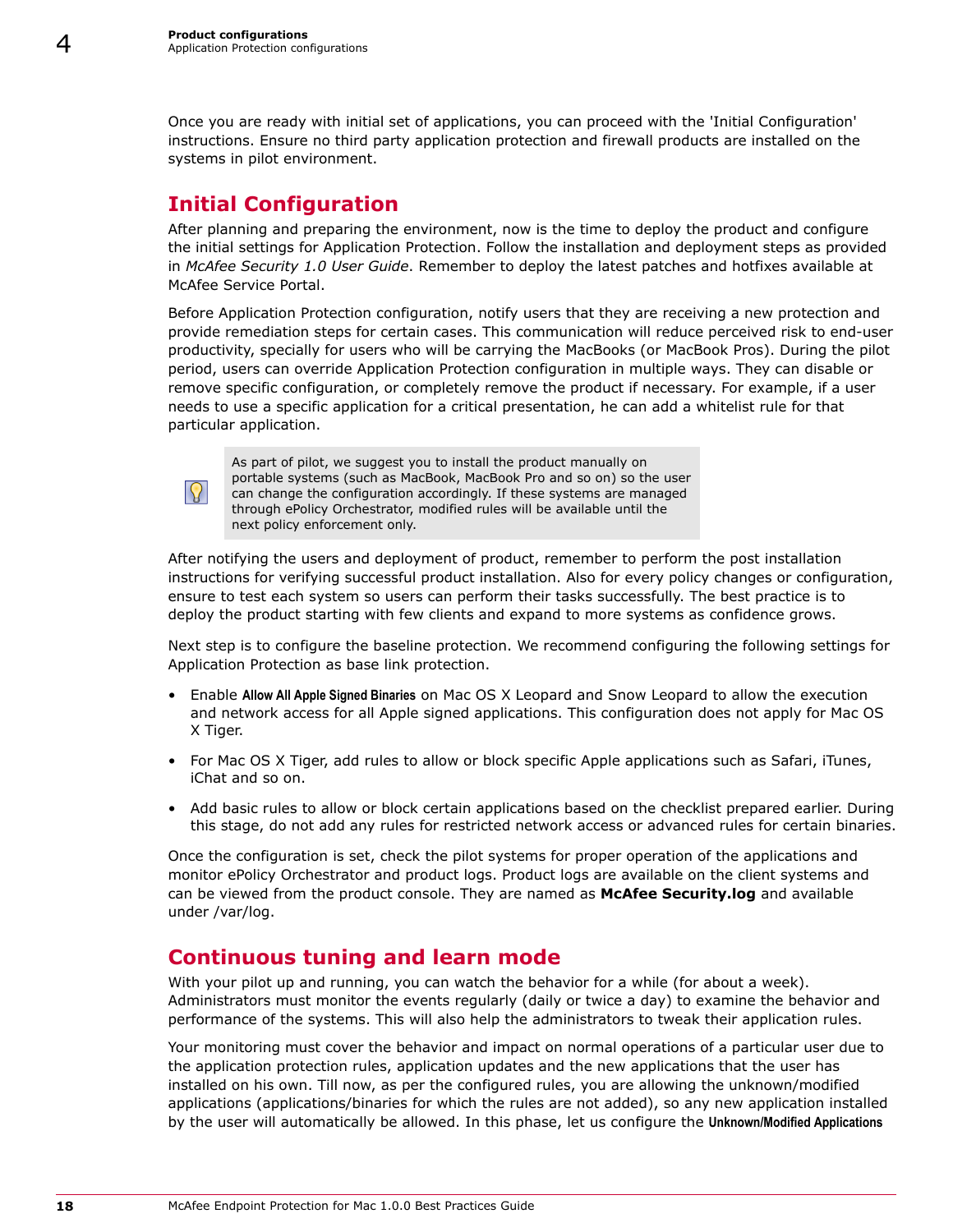Once you are ready with initial set of applications, you can proceed with the 'Initial Configuration' instructions. Ensure no third party application protection and firewall products are installed on the systems in pilot environment.

## Initial Configuration

After planning and preparing the environment, now is the time to deploy the product and configure the initial settings for Application Protection. Follow the installation and deployment steps as provided in *McAfee Security 1.0 User Guide*. Remember to deploy the latest patches and hotfixes available at McAfee Service Portal.

Before Application Protection configuration, notify users that they are receiving a new protection and provide remediation steps for certain cases. This communication will reduce perceived risk to end-user productivity, specially for users who will be carrying the MacBooks (or MacBook Pros). During the pilot period, users can override Application Protection configuration in multiple ways. They can disable or remove specific configuration, or completely remove the product if necessary. For example, if a user needs to use a specific application for a critical presentation, he can add a whitelist rule for that particular application.

> As part of pilot, we suggest you to install the product manually on portable systems (such as MacBook, MacBook Pro and so on) so the user can change the configuration accordingly. If these systems are managed through ePolicy Orchestrator, modified rules will be available until the next policy enforcement only.

After notifying the users and deployment of product, remember to perform the post installation instructions for verifying successful product installation. Also for every policy changes or configuration, ensure to test each system so users can perform their tasks successfully. The best practice is to deploy the product starting with few clients and expand to more systems as confidence grows.

Next step is to configure the baseline protection. We recommend configuring the following settings for Application Protection as base link protection.

- Enable **Allow All Apple Signed Binaries** on Mac OS X Leopard and Snow Leopard to allow the execution and network access for all Apple signed applications. This configuration does not apply for Mac OS X Tiger.
- For Mac OS X Tiger, add rules to allow or block specific Apple applications such as Safari, iTunes, iChat and so on.
- Add basic rules to allow or block certain applications based on the checklist prepared earlier. During this stage, do not add any rules for restricted network access or advanced rules for certain binaries.

Once the configuration is set, check the pilot systems for proper operation of the applications and monitor ePolicy Orchestrator and product logs. Product logs are available on the client systems and can be viewed from the product console. They are named as **McAfee Security.log** and available under /var/log.

## Continuous tuning and learn mode

With your pilot up and running, you can watch the behavior for a while (for about a week). Administrators must monitor the events regularly (daily or twice a day) to examine the behavior and performance of the systems. This will also help the administrators to tweak their application rules.

Your monitoring must cover the behavior and impact on normal operations of a particular user due to the application protection rules, application updates and the new applications that the user has installed on his own. Till now, as per the configured rules, you are allowing the unknown/modified applications (applications/binaries for which the rules are not added), so any new application installed by the user will automatically be allowed. In this phase, let us configure the **Unknown/Modified Applications**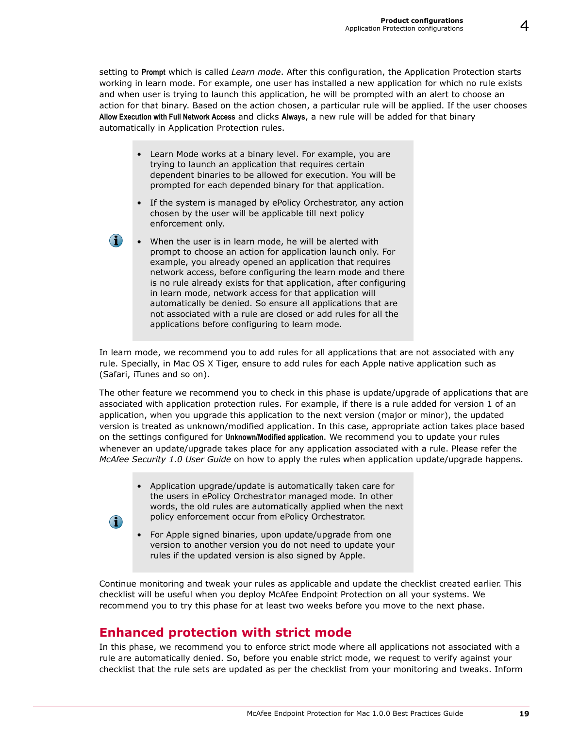setting to **Prompt** which is called *Learn mode*. After this configuration, the Application Protection starts working in learn mode. For example, one user has installed a new application for which no rule exists and when user is trying to launch this application, he will be prompted with an alert to choose an action for that binary. Based on the action chosen, a particular rule will be applied. If the user chooses **Allow Execution with Full Network Access** and clicks **Always**, a new rule will be added for that binary automatically in Application Protection rules.

> - Learn Mode works at a binary level. For example, you are trying to launch an application that requires certain dependent binaries to be allowed for execution. You will be prompted for each depended binary for that application.
> - If the system is managed by ePolicy Orchestrator, any action chosen by the user will be applicable till next policy enforcement only.
> - When the user is in learn mode, he will be alerted with prompt to choose an action for application launch only. For example, you already opened an application that requires network access, before configuring the learn mode and there is no rule already exists for that application, after configuring in learn mode, network access for that application will automatically be denied. So ensure all applications that are not associated with a rule are closed or add rules for all the applications before configuring to learn mode.

In learn mode, we recommend you to add rules for all applications that are not associated with any rule. Specially, in Mac OS X Tiger, ensure to add rules for each Apple native application such as (Safari, iTunes and so on).

The other feature we recommend you to check in this phase is update/upgrade of applications that are associated with application protection rules. For example, if there is a rule added for version 1 of an application, when you upgrade this application to the next version (major or minor), the updated version is treated as unknown/modified application. In this case, appropriate action takes place based on the settings configured for **Unknown/Modified application**. We recommend you to update your rules whenever an update/upgrade takes place for any application associated with a rule. Please refer the *McAfee Security 1.0 User Guide* on how to apply the rules when application update/upgrade happens.

> - Application upgrade/update is automatically taken care for the users in ePolicy Orchestrator managed mode. In other words, the old rules are automatically applied when the next policy enforcement occur from ePolicy Orchestrator.
> - For Apple signed binaries, upon update/upgrade from one version to another version you do not need to update your rules if the updated version is also signed by Apple.

Continue monitoring and tweak your rules as applicable and update the checklist created earlier. This checklist will be useful when you deploy McAfee Endpoint Protection on all your systems. We recommend you to try this phase for at least two weeks before you move to the next phase.

## Enhanced protection with strict mode

In this phase, we recommend you to enforce strict mode where all applications not associated with a rule are automatically denied. So, before you enable strict mode, we request to verify against your checklist that the rule sets are updated as per the checklist from your monitoring and tweaks. Inform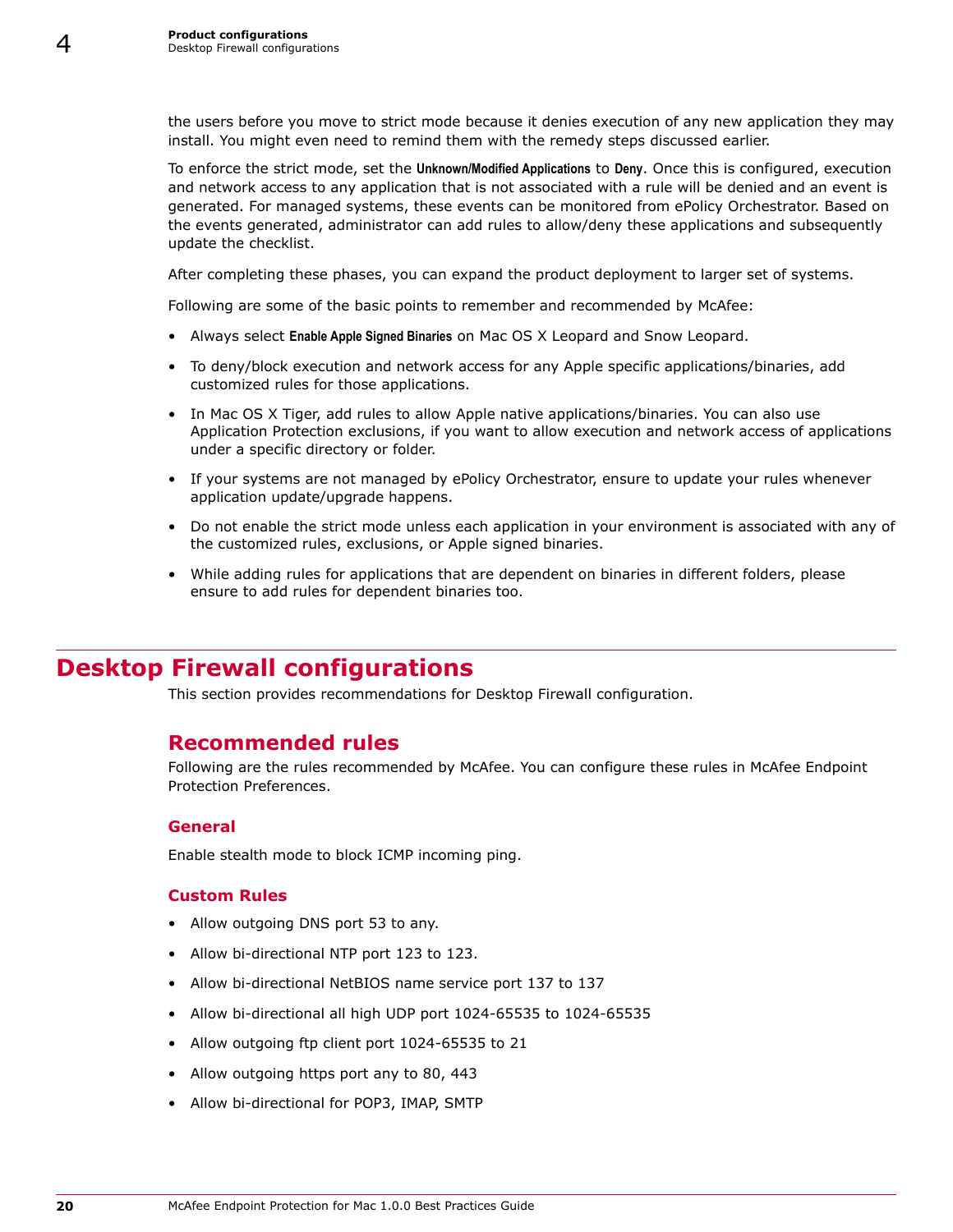the users before you move to strict mode because it denies execution of any new application they may install. You might even need to remind them with the remedy steps discussed earlier.

To enforce the strict mode, set the **Unknown/Modified Applications** to **Deny**. Once this is configured, execution and network access to any application that is not associated with a rule will be denied and an event is generated. For managed systems, these events can be monitored from ePolicy Orchestrator. Based on the events generated, administrator can add rules to allow/deny these applications and subsequently update the checklist.

After completing these phases, you can expand the product deployment to larger set of systems.

Following are some of the basic points to remember and recommended by McAfee:

- Always select **Enable Apple Signed Binaries** on Mac OS X Leopard and Snow Leopard.
- To deny/block execution and network access for any Apple specific applications/binaries, add customized rules for those applications.
- In Mac OS X Tiger, add rules to allow Apple native applications/binaries. You can also use Application Protection exclusions, if you want to allow execution and network access of applications under a specific directory or folder.
- If your systems are not managed by ePolicy Orchestrator, ensure to update your rules whenever application update/upgrade happens.
- Do not enable the strict mode unless each application in your environment is associated with any of the customized rules, exclusions, or Apple signed binaries.
- While adding rules for applications that are dependent on binaries in different folders, please ensure to add rules for dependent binaries too.

# Desktop Firewall configurations

This section provides recommendations for Desktop Firewall configuration.

## Recommended rules

Following are the rules recommended by McAfee. You can configure these rules in McAfee Endpoint Protection Preferences.

### General

Enable stealth mode to block ICMP incoming ping.

### Custom Rules

- Allow outgoing DNS port 53 to any.
- Allow bi-directional NTP port 123 to 123.
- Allow bi-directional NetBIOS name service port 137 to 137
- Allow bi-directional all high UDP port 1024-65535 to 1024-65535
- Allow outgoing ftp client port 1024-65535 to 21
- Allow outgoing https port any to 80, 443
- Allow bi-directional for POP3, IMAP, SMTP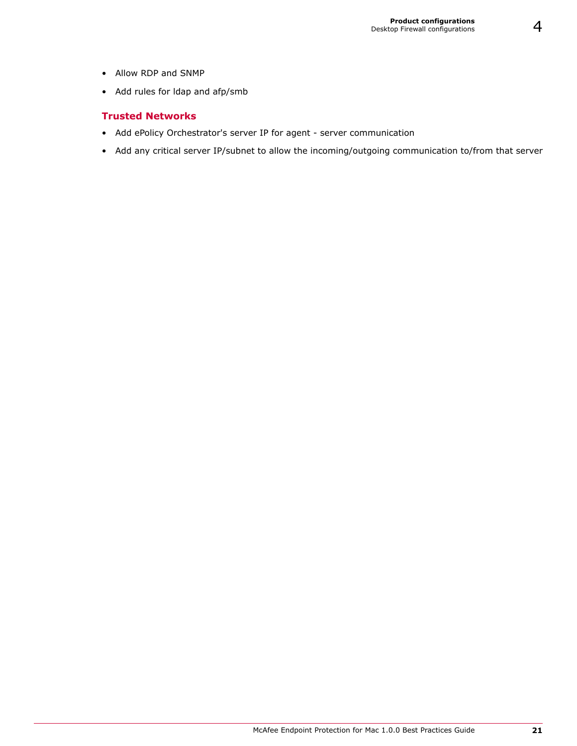- Allow RDP and SNMP
- Add rules for ldap and afp/smb

### Trusted Networks

- Add ePolicy Orchestrator's server IP for agent - server communication
- Add any critical server IP/subnet to allow the incoming/outgoing communication to/from that server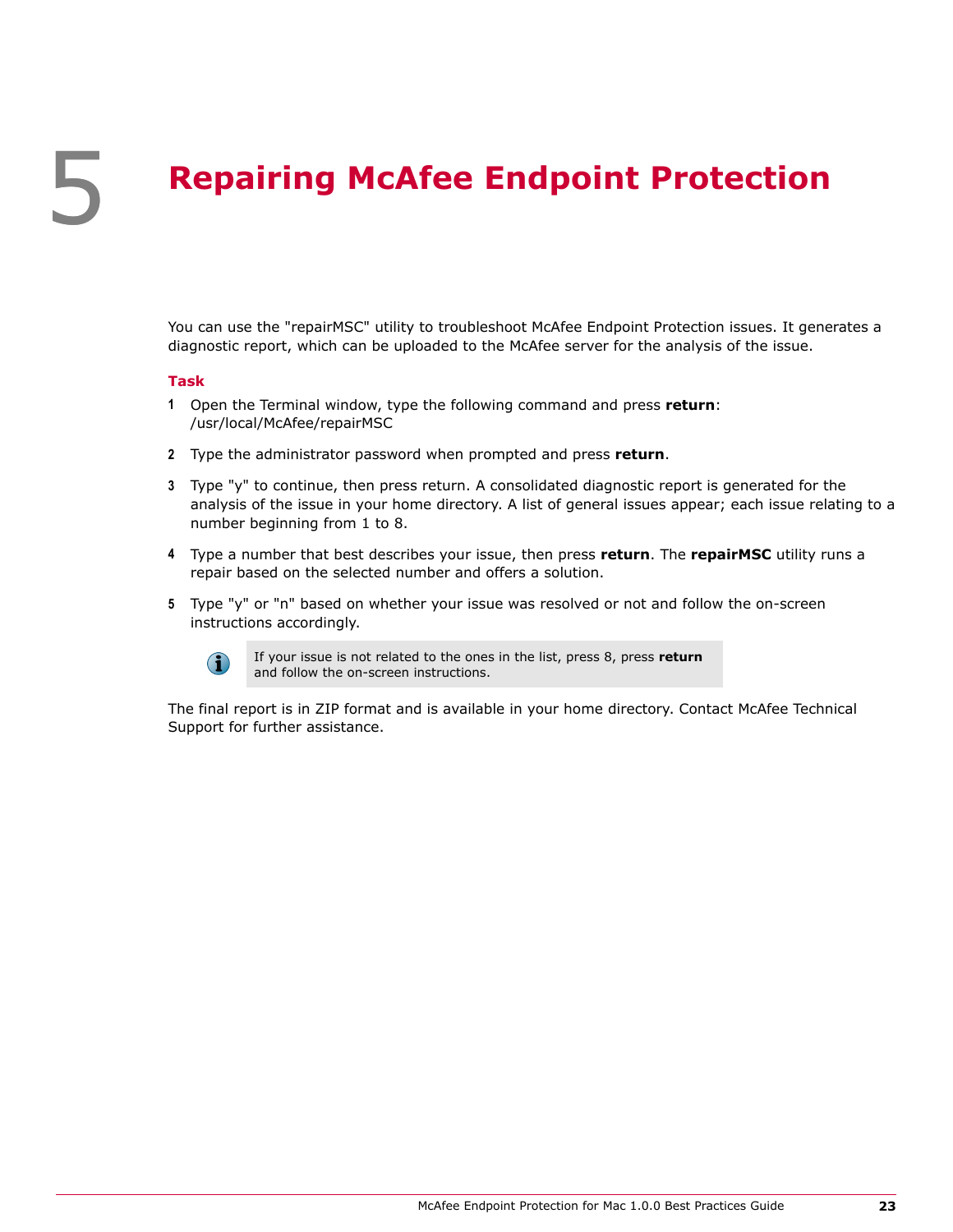# 5 Repairing McAfee Endpoint Protection

You can use the "repairMSC" utility to troubleshoot McAfee Endpoint Protection issues. It generates a diagnostic report, which can be uploaded to the McAfee server for the analysis of the issue.

**Task**

1. Open the Terminal window, type the following command and press **return**: /usr/local/McAfee/repairMSC
2. Type the administrator password when prompted and press **return**.
3. Type "y" to continue, then press return. A consolidated diagnostic report is generated for the analysis of the issue in your home directory. A list of general issues appear; each issue relating to a number beginning from 1 to 8.
4. Type a number that best describes your issue, then press **return**. The **repairMSC** utility runs a repair based on the selected number and offers a solution.
5. Type "y" or "n" based on whether your issue was resolved or not and follow the on-screen instructions accordingly.

> If your issue is not related to the ones in the list, press 8, press **return** and follow the on-screen instructions.

The final report is in ZIP format and is available in your home directory. Contact McAfee Technical Support for further assistance.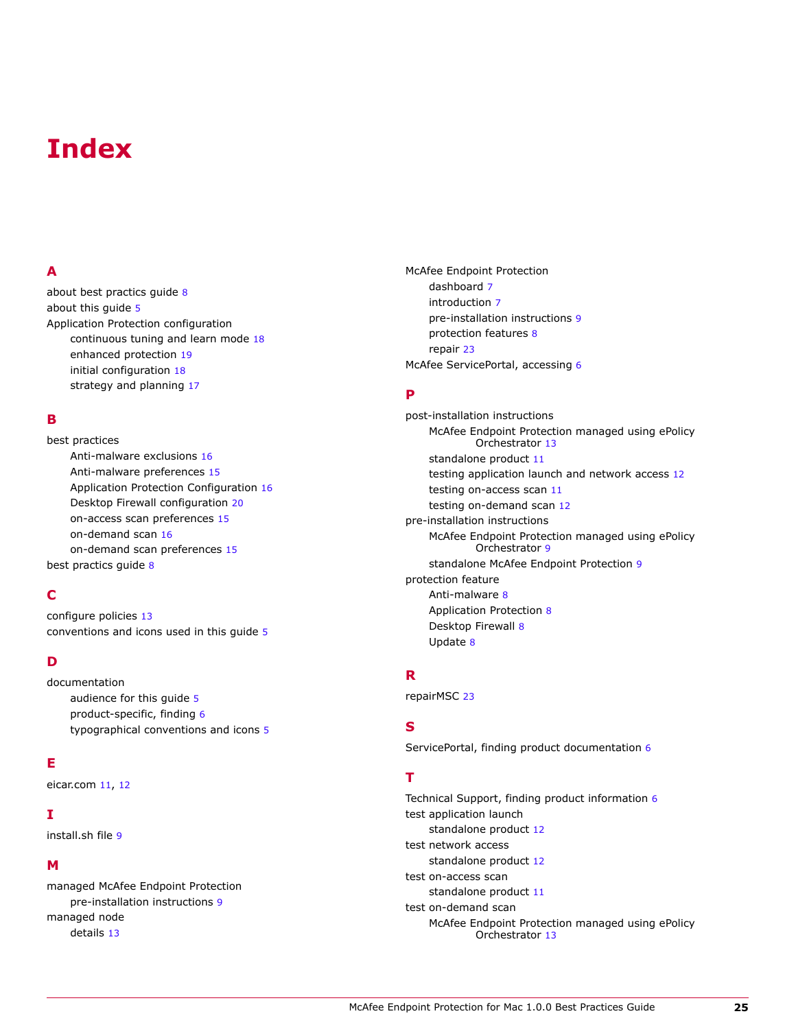# Index

## A

about best practices guide 8
about this guide 5
Application Protection configuration
- continuous tuning and learn mode 18
- enhanced protection 19
- initial configuration 18
- strategy and planning 17

## B

best practices
- Anti-malware exclusions 16
- Anti-malware preferences 15
- Application Protection Configuration 16
- Desktop Firewall configuration 20
- on-access scan preferences 15
- on-demand scan 16
- on-demand scan preferences 15

best practics guide 8

## C

configure policies 13
conventions and icons used in this guide 5

## D

documentation
- audience for this guide 5
- product-specific, finding 6
- typographical conventions and icons 5

## E

eicar.com 11, 12

## I

install.sh file 9

## M

managed McAfee Endpoint Protection
- pre-installation instructions 9

managed node
- details 13

McAfee Endpoint Protection
- dashboard 7
- introduction 7
- pre-installation instructions 9
- protection features 8
- repair 23

McAfee ServicePortal, accessing 6

## P

post-installation instructions
- McAfee Endpoint Protection managed using ePolicy Orchestrator 13
- standalone product 11
- testing application launch and network access 12
- testing on-access scan 11
- testing on-demand scan 12

pre-installation instructions
- McAfee Endpoint Protection managed using ePolicy Orchestrator 9
- standalone McAfee Endpoint Protection 9

protection feature
- Anti-malware 8
- Application Protection 8
- Desktop Firewall 8
- Update 8

## R

repairMSC 23

## S

ServicePortal, finding product documentation 6

## T

Technical Support, finding product information 6
test application launch
- standalone product 12

test network access
- standalone product 12

test on-access scan
- standalone product 11

test on-demand scan
- McAfee Endpoint Protection managed using ePolicy Orchestrator 13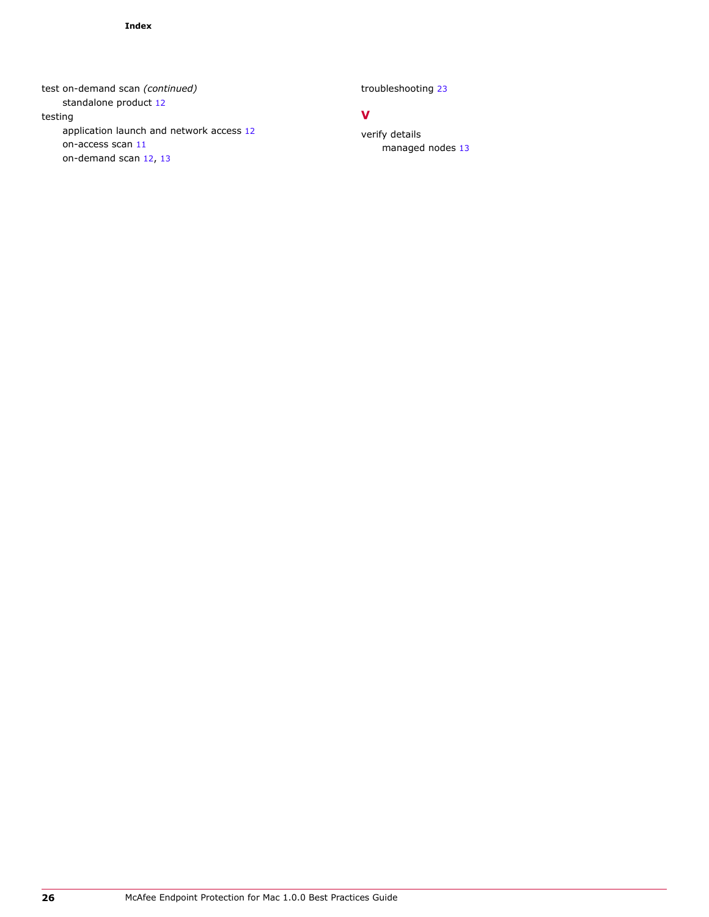test on-demand scan *(continued)*
- standalone product 12

testing
- application launch and network access 12
- on-access scan 11
- on-demand scan 12, 13

troubleshooting 23

## V

verify details
- managed nodes 13